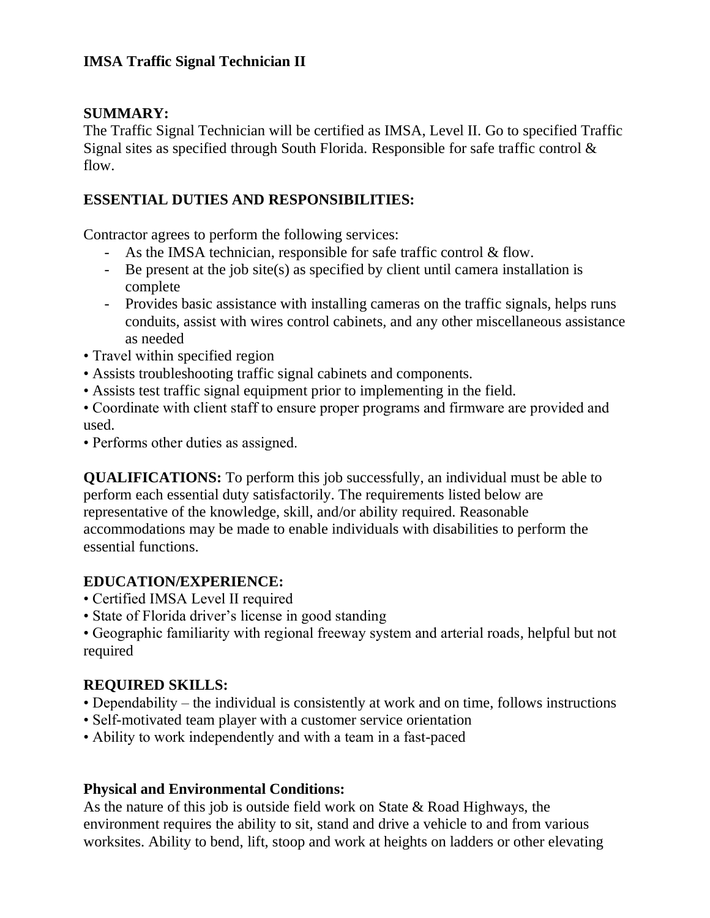**IMSA Traffic Signal Technician II**

**SUMMARY:**

The Traffic Signal Technician will be certified as IMSA, Level II. Go to specified Traffic Signal sites as specified through South Florida. Responsible for safe traffic control & flow.

**ESSENTIAL DUTIES AND RESPONSIBILITIES:**

Contractor agrees to perform the following services:

- As the IMSA technician, responsible for safe traffic control & flow.
- Be present at the job site(s) as specified by client until camera installation is complete
- Provides basic assistance with installing cameras on the traffic signals, helps runs conduits, assist with wires control cabinets, and any other miscellaneous assistance as needed

• Travel within specified region
• Assists troubleshooting traffic signal cabinets and components.
• Assists test traffic signal equipment prior to implementing in the field.
• Coordinate with client staff to ensure proper programs and firmware are provided and used.
• Performs other duties as assigned.

**QUALIFICATIONS:** To perform this job successfully, an individual must be able to perform each essential duty satisfactorily. The requirements listed below are representative of the knowledge, skill, and/or ability required. Reasonable accommodations may be made to enable individuals with disabilities to perform the essential functions.

**EDUCATION/EXPERIENCE:**

• Certified IMSA Level II required
• State of Florida driver's license in good standing
• Geographic familiarity with regional freeway system and arterial roads, helpful but not required

**REQUIRED SKILLS:**

• Dependability – the individual is consistently at work and on time, follows instructions
• Self-motivated team player with a customer service orientation
• Ability to work independently and with a team in a fast-paced

**Physical and Environmental Conditions:**

As the nature of this job is outside field work on State & Road Highways, the environment requires the ability to sit, stand and drive a vehicle to and from various worksites. Ability to bend, lift, stoop and work at heights on ladders or other elevating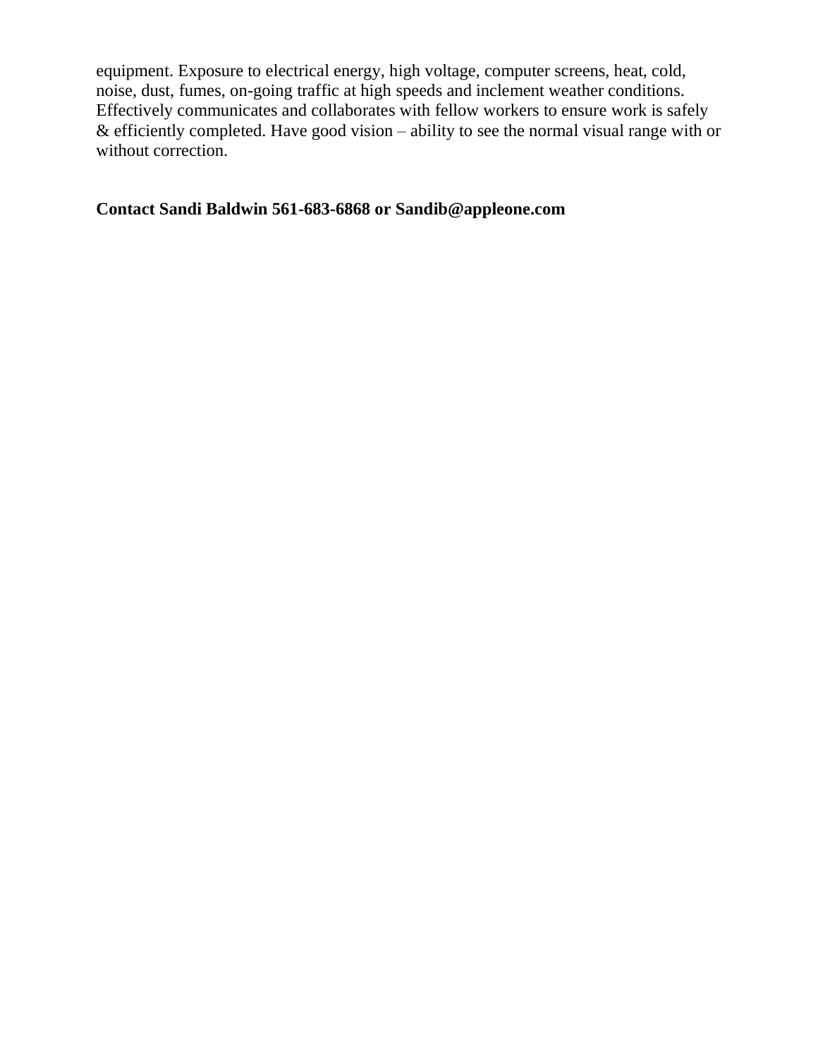equipment. Exposure to electrical energy, high voltage, computer screens, heat, cold, noise, dust, fumes, on-going traffic at high speeds and inclement weather conditions. Effectively communicates and collaborates with fellow workers to ensure work is safely & efficiently completed. Have good vision – ability to see the normal visual range with or without correction.

**Contact Sandi Baldwin 561-683-6868 or Sandib@appleone.com**